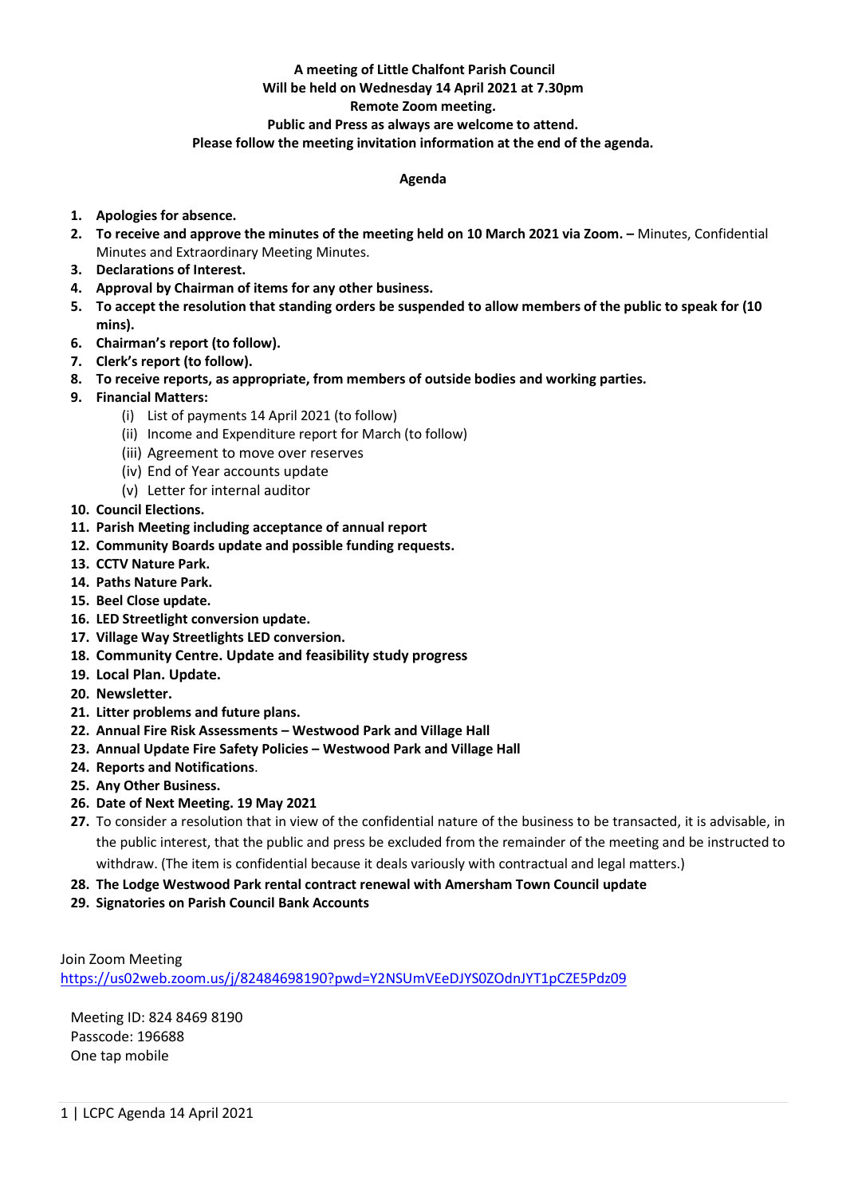**A meeting of Little Chalfont Parish Council**
**Will be held on Wednesday 14 April 2021 at 7.30pm**
**Remote Zoom meeting.**
**Public and Press as always are welcome to attend.**
**Please follow the meeting invitation information at the end of the agenda.**

**Agenda**

1. **Apologies for absence.**
2. **To receive and approve the minutes of the meeting held on 10 March 2021 via Zoom. –** Minutes, Confidential Minutes and Extraordinary Meeting Minutes.
3. **Declarations of Interest.**
4. **Approval by Chairman of items for any other business.**
5. **To accept the resolution that standing orders be suspended to allow members of the public to speak for (10 mins).**
6. **Chairman's report (to follow).**
7. **Clerk's report (to follow).**
8. **To receive reports, as appropriate, from members of outside bodies and working parties.**
9. **Financial Matters:**
   - (i) List of payments 14 April 2021 (to follow)
   - (ii) Income and Expenditure report for March (to follow)
   - (iii) Agreement to move over reserves
   - (iv) End of Year accounts update
   - (v) Letter for internal auditor
10. **Council Elections.**
11. **Parish Meeting including acceptance of annual report**
12. **Community Boards update and possible funding requests.**
13. **CCTV Nature Park.**
14. **Paths Nature Park.**
15. **Beel Close update.**
16. **LED Streetlight conversion update.**
17. **Village Way Streetlights LED conversion.**
18. **Community Centre. Update and feasibility study progress**
19. **Local Plan. Update.**
20. **Newsletter.**
21. **Litter problems and future plans.**
22. **Annual Fire Risk Assessments – Westwood Park and Village Hall**
23. **Annual Update Fire Safety Policies – Westwood Park and Village Hall**
24. **Reports and Notifications**.
25. **Any Other Business.**
26. **Date of Next Meeting. 19 May 2021**
27. To consider a resolution that in view of the confidential nature of the business to be transacted, it is advisable, in the public interest, that the public and press be excluded from the remainder of the meeting and be instructed to withdraw. (The item is confidential because it deals variously with contractual and legal matters.)
28. **The Lodge Westwood Park rental contract renewal with Amersham Town Council update**
29. **Signatories on Parish Council Bank Accounts**

Join Zoom Meeting
https://us02web.zoom.us/j/82484698190?pwd=Y2NSUmVEeDJYS0ZOdnJYT1pCZE5Pdz09

Meeting ID: 824 8469 8190
Passcode: 196688
One tap mobile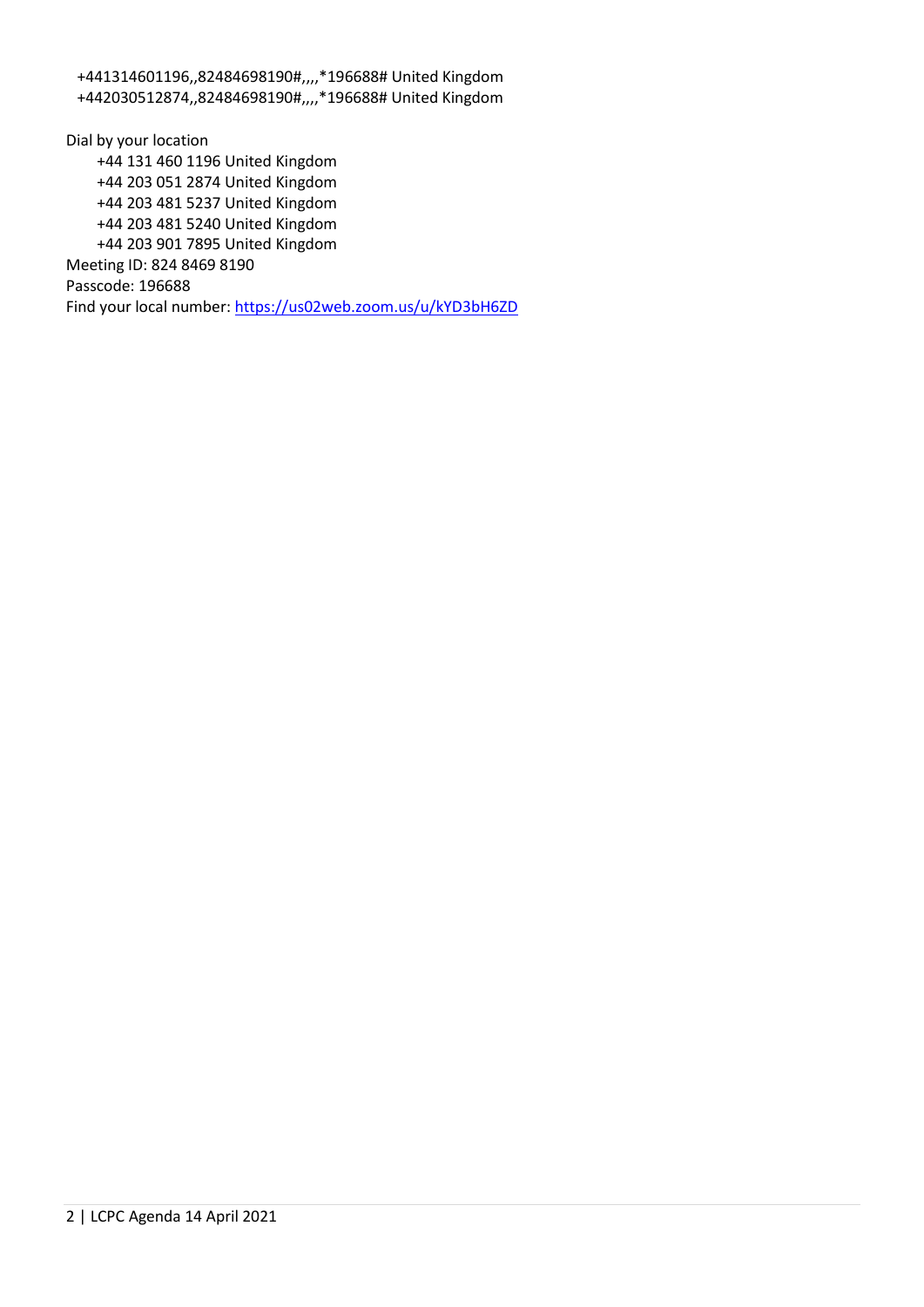+441314601196,,82484698190#,,,,*196688# United Kingdom
+442030512874,,82484698190#,,,,*196688# United Kingdom

Dial by your location

+44 131 460 1196 United Kingdom
+44 203 051 2874 United Kingdom
+44 203 481 5237 United Kingdom
+44 203 481 5240 United Kingdom
+44 203 901 7895 United Kingdom

Meeting ID: 824 8469 8190
Passcode: 196688
Find your local number: https://us02web.zoom.us/u/kYD3bH6ZD